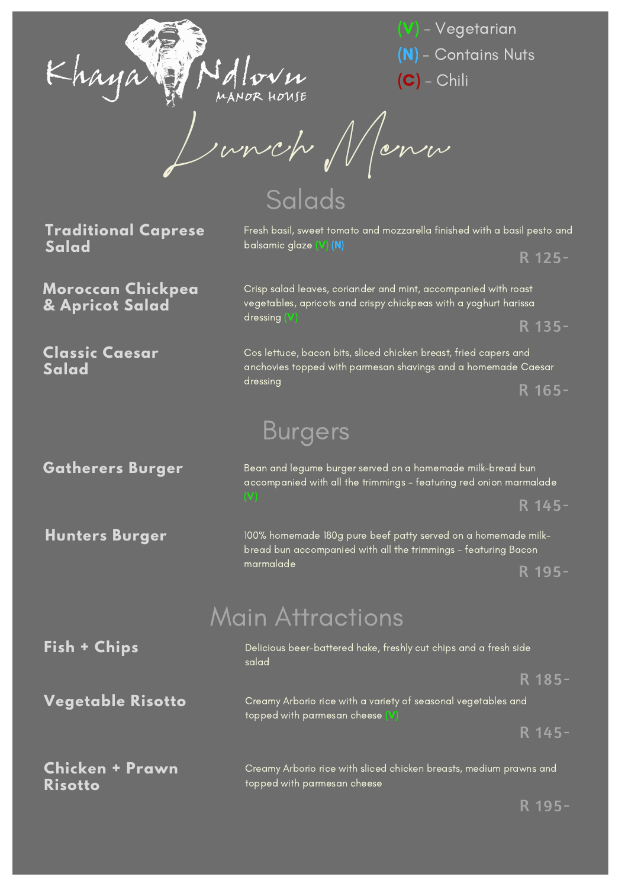# Khaya Ndlovu

MANOR HOUSE

(V) - Vegetarian
(N) - Contains Nuts
(C) - Chili

## Lunch Menu

### Salads

**Traditional Caprese Salad**

Fresh basil, sweet tomato and mozzarella finished with a basil pesto and balsamic glaze (V) (N)

R 125-

**Moroccan Chickpea & Apricot Salad**

Crisp salad leaves, coriander and mint, accompanied with roast vegetables, apricots and crispy chickpeas with a yoghurt harissa dressing (V)

R 135-

**Classic Caesar Salad**

Cos lettuce, bacon bits, sliced chicken breast, fried capers and anchovies topped with parmesan shavings and a homemade Caesar dressing

R 165-

### Burgers

**Gatherers Burger**

Bean and legume burger served on a homemade milk-bread bun accompanied with all the trimmings - featuring red onion marmalade (V)

R 145-

**Hunters Burger**

100% homemade 180g pure beef patty served on a homemade milk-bread bun accompanied with all the trimmings - featuring Bacon marmalade

R 195-

### Main Attractions

**Fish + Chips**

Delicious beer-battered hake, freshly cut chips and a fresh side salad

R 185-

**Vegetable Risotto**

Creamy Arborio rice with a variety of seasonal vegetables and topped with parmesan cheese (V)

R 145-

**Chicken + Prawn Risotto**

Creamy Arborio rice with sliced chicken breasts, medium prawns and topped with parmesan cheese

R 195-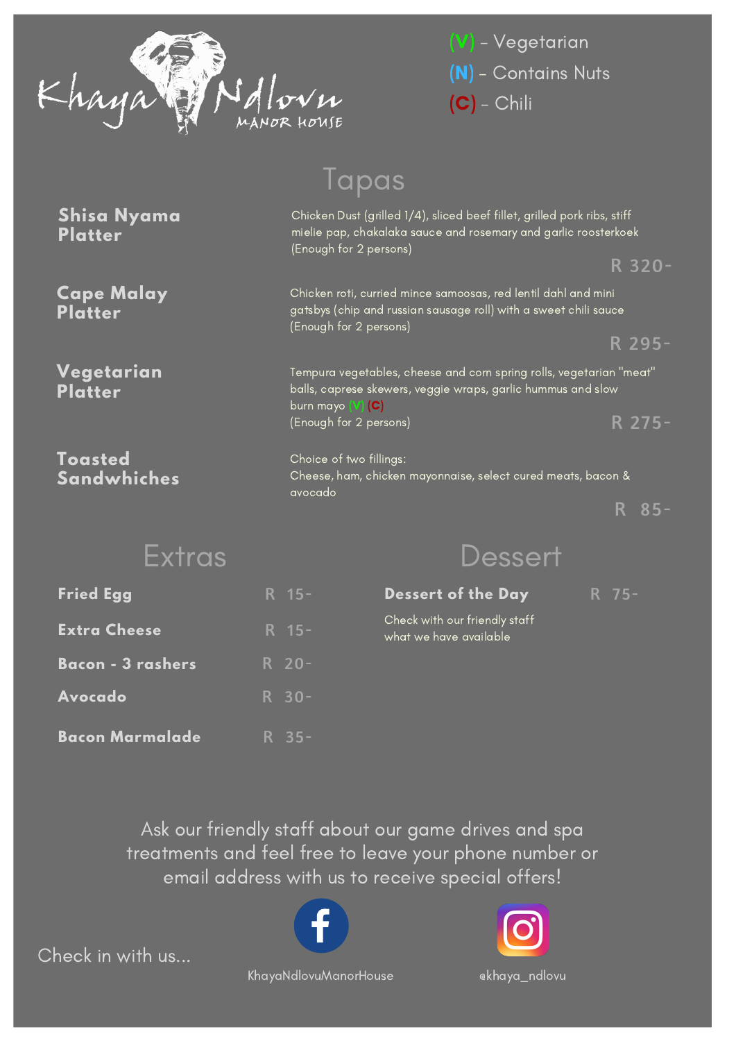Khaya Ndlovu
MANOR HOUSE

(V) - Vegetarian
(N) - Contains Nuts
(C) - Chili

## Tapas

**Shisa Nyama Platter**
Chicken Dust (grilled 1/4), sliced beef fillet, grilled pork ribs, stiff mielie pap, chakalaka sauce and rosemary and garlic roosterkoek
(Enough for 2 persons)
R 320-

**Cape Malay Platter**
Chicken roti, curried mince samoosas, red lentil dahl and mini gatsbys (chip and russian sausage roll) with a sweet chili sauce
(Enough for 2 persons)
R 295-

**Vegetarian Platter**
Tempura vegetables, cheese and corn spring rolls, vegetarian "meat" balls, caprese skewers, veggie wraps, garlic hummus and slow burn mayo (V) (C)
(Enough for 2 persons)
R 275-

**Toasted Sandwhiches**
Choice of two fillings:
Cheese, ham, chicken mayonnaise, select cured meats, bacon & avocado
R 85-

## Extras

| | |
|---|---|
| **Fried Egg** | R 15- |
| **Extra Cheese** | R 15- |
| **Bacon - 3 rashers** | R 20- |
| **Avocado** | R 30- |
| **Bacon Marmalade** | R 35- |

## Dessert

**Dessert of the Day** R 75-
Check with our friendly staff what we have available

Ask our friendly staff about our game drives and spa treatments and feel free to leave your phone number or email address with us to receive special offers!

Check in with us...

KhayaNdlovuManorHouse

@khaya_ndlovu